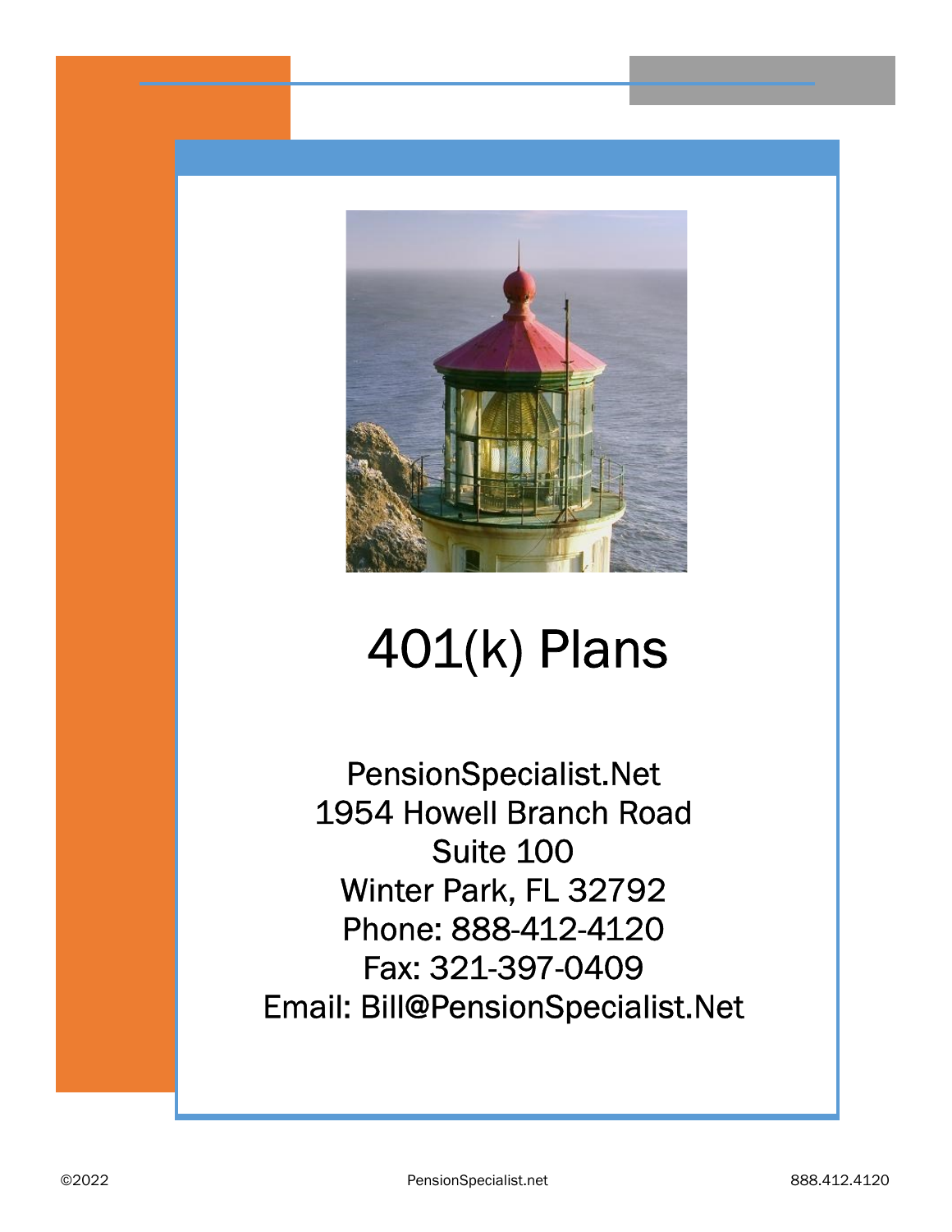# 401(k) Plans

PensionSpecialist.Net
1954 Howell Branch Road
Suite 100
Winter Park, FL 32792
Phone: 888-412-4120
Fax: 321-397-0409
Email: Bill@PensionSpecialist.Net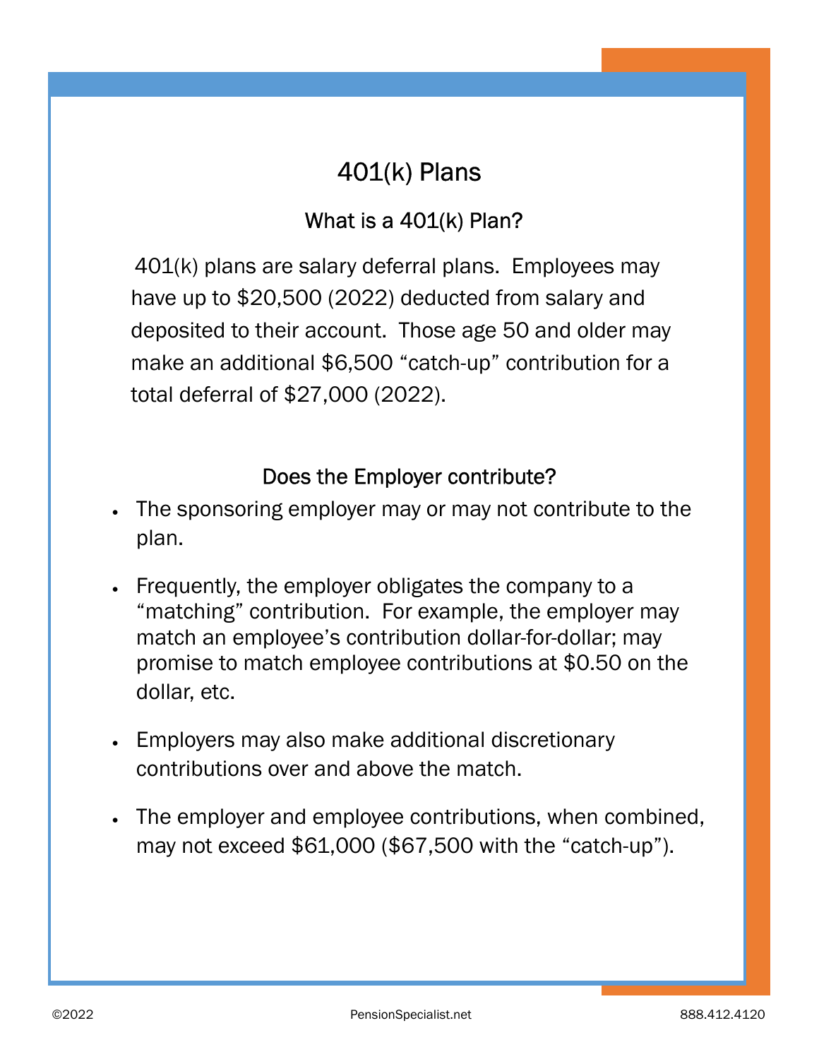# 401(k) Plans

## What is a 401(k) Plan?

401(k) plans are salary deferral plans. Employees may have up to $20,500 (2022) deducted from salary and deposited to their account. Those age 50 and older may make an additional $6,500 "catch-up" contribution for a total deferral of $27,000 (2022).

## Does the Employer contribute?

- The sponsoring employer may or may not contribute to the plan.
- Frequently, the employer obligates the company to a "matching" contribution. For example, the employer may match an employee's contribution dollar-for-dollar; may promise to match employee contributions at $0.50 on the dollar, etc.
- Employers may also make additional discretionary contributions over and above the match.
- The employer and employee contributions, when combined, may not exceed $61,000 ($67,500 with the "catch-up").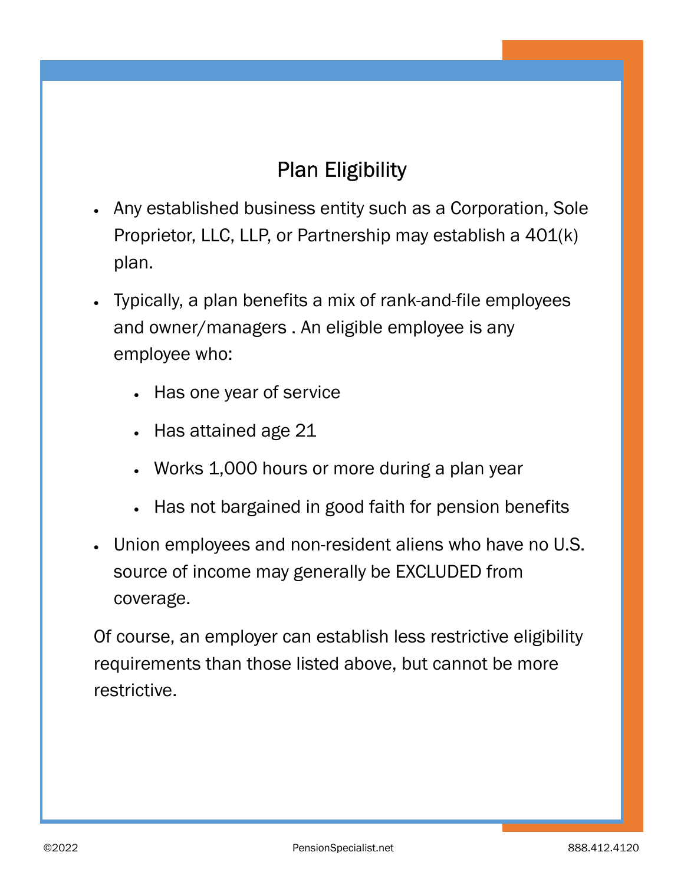# Plan Eligibility

- Any established business entity such as a Corporation, Sole Proprietor, LLC, LLP, or Partnership may establish a 401(k) plan.
- Typically, a plan benefits a mix of rank-and-file employees and owner/managers . An eligible employee is any employee who:
  - Has one year of service
  - Has attained age 21
  - Works 1,000 hours or more during a plan year
  - Has not bargained in good faith for pension benefits
- Union employees and non-resident aliens who have no U.S. source of income may generally be EXCLUDED from coverage.

Of course, an employer can establish less restrictive eligibility requirements than those listed above, but cannot be more restrictive.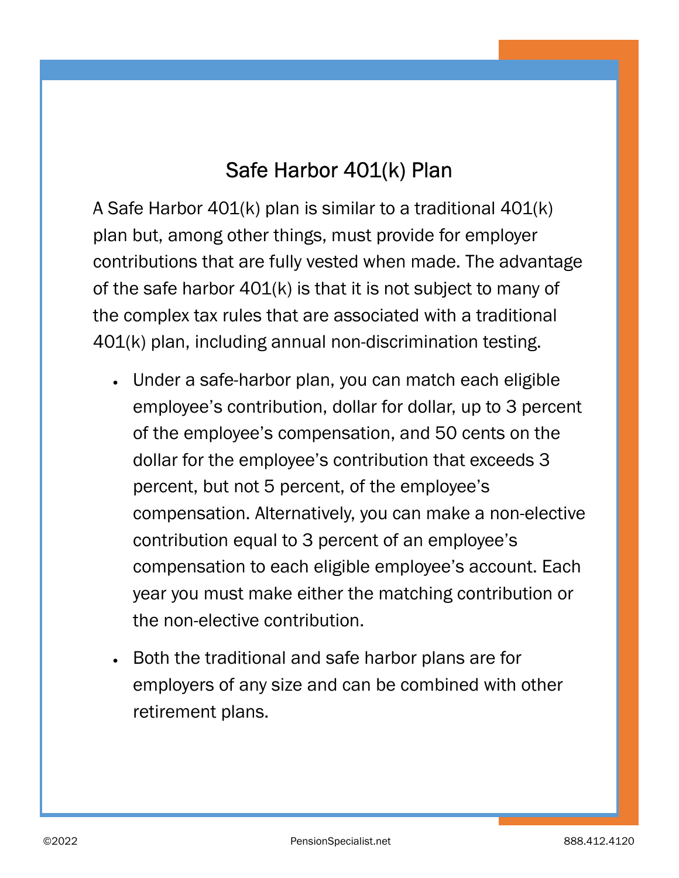## Safe Harbor 401(k) Plan

A Safe Harbor 401(k) plan is similar to a traditional 401(k) plan but, among other things, must provide for employer contributions that are fully vested when made. The advantage of the safe harbor 401(k) is that it is not subject to many of the complex tax rules that are associated with a traditional 401(k) plan, including annual non-discrimination testing.

- Under a safe-harbor plan, you can match each eligible employee's contribution, dollar for dollar, up to 3 percent of the employee's compensation, and 50 cents on the dollar for the employee's contribution that exceeds 3 percent, but not 5 percent, of the employee's compensation. Alternatively, you can make a non-elective contribution equal to 3 percent of an employee's compensation to each eligible employee's account. Each year you must make either the matching contribution or the non-elective contribution.
- Both the traditional and safe harbor plans are for employers of any size and can be combined with other retirement plans.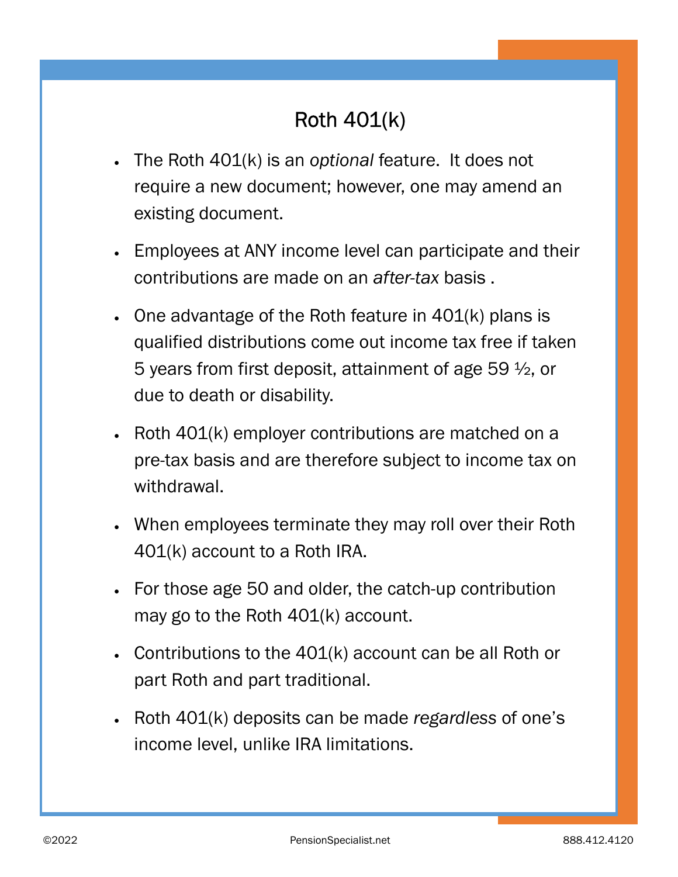# Roth 401(k)

- The Roth 401(k) is an *optional* feature. It does not require a new document; however, one may amend an existing document.
- Employees at ANY income level can participate and their contributions are made on an *after-tax* basis .
- One advantage of the Roth feature in 401(k) plans is qualified distributions come out income tax free if taken 5 years from first deposit, attainment of age 59 ½, or due to death or disability.
- Roth 401(k) employer contributions are matched on a pre-tax basis and are therefore subject to income tax on withdrawal.
- When employees terminate they may roll over their Roth 401(k) account to a Roth IRA.
- For those age 50 and older, the catch-up contribution may go to the Roth 401(k) account.
- Contributions to the 401(k) account can be all Roth or part Roth and part traditional.
- Roth 401(k) deposits can be made *regardless* of one's income level, unlike IRA limitations.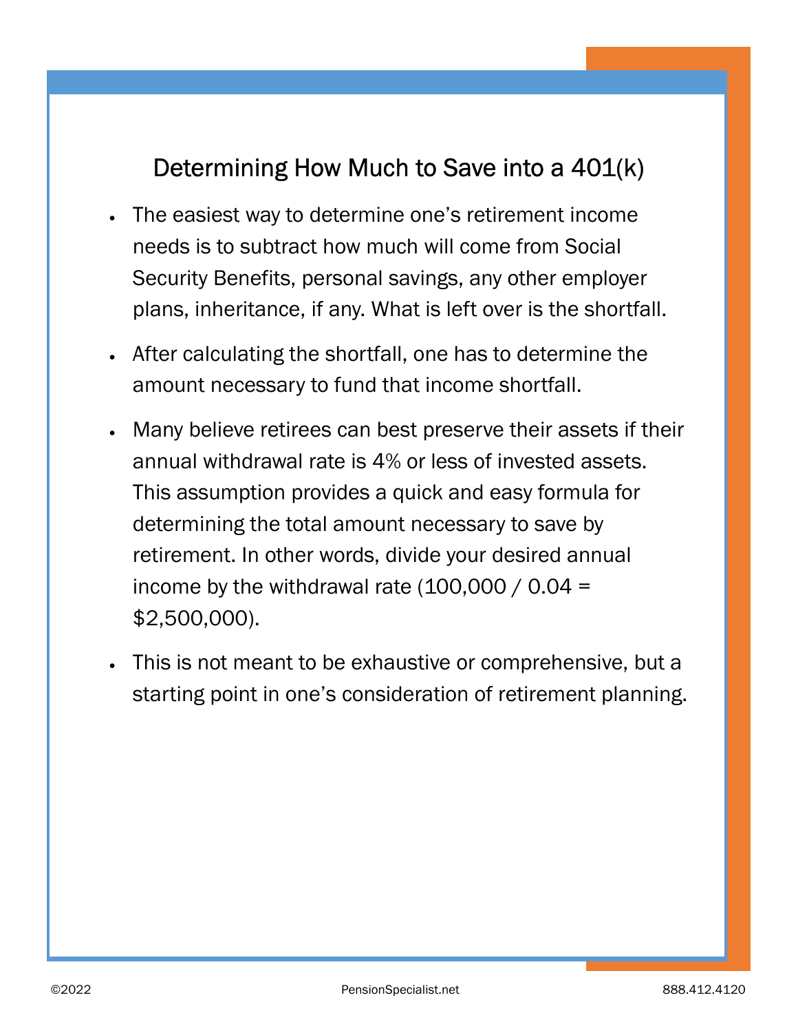## Determining How Much to Save into a 401(k)

- The easiest way to determine one's retirement income needs is to subtract how much will come from Social Security Benefits, personal savings, any other employer plans, inheritance, if any. What is left over is the shortfall.
- After calculating the shortfall, one has to determine the amount necessary to fund that income shortfall.
- Many believe retirees can best preserve their assets if their annual withdrawal rate is 4% or less of invested assets. This assumption provides a quick and easy formula for determining the total amount necessary to save by retirement. In other words, divide your desired annual income by the withdrawal rate (100,000 / 0.04 = $2,500,000).
- This is not meant to be exhaustive or comprehensive, but a starting point in one's consideration of retirement planning.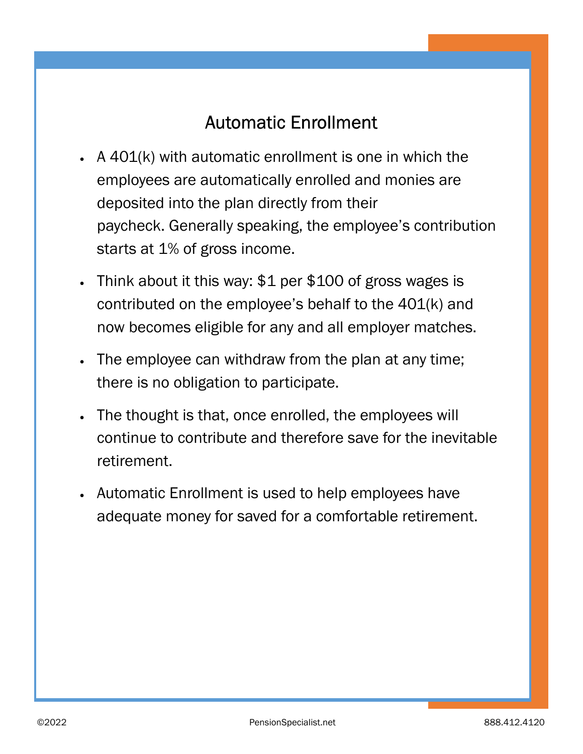# Automatic Enrollment

- A 401(k) with automatic enrollment is one in which the employees are automatically enrolled and monies are deposited into the plan directly from their paycheck. Generally speaking, the employee's contribution starts at 1% of gross income.
- Think about it this way: $1 per $100 of gross wages is contributed on the employee's behalf to the 401(k) and now becomes eligible for any and all employer matches.
- The employee can withdraw from the plan at any time; there is no obligation to participate.
- The thought is that, once enrolled, the employees will continue to contribute and therefore save for the inevitable retirement.
- Automatic Enrollment is used to help employees have adequate money for saved for a comfortable retirement.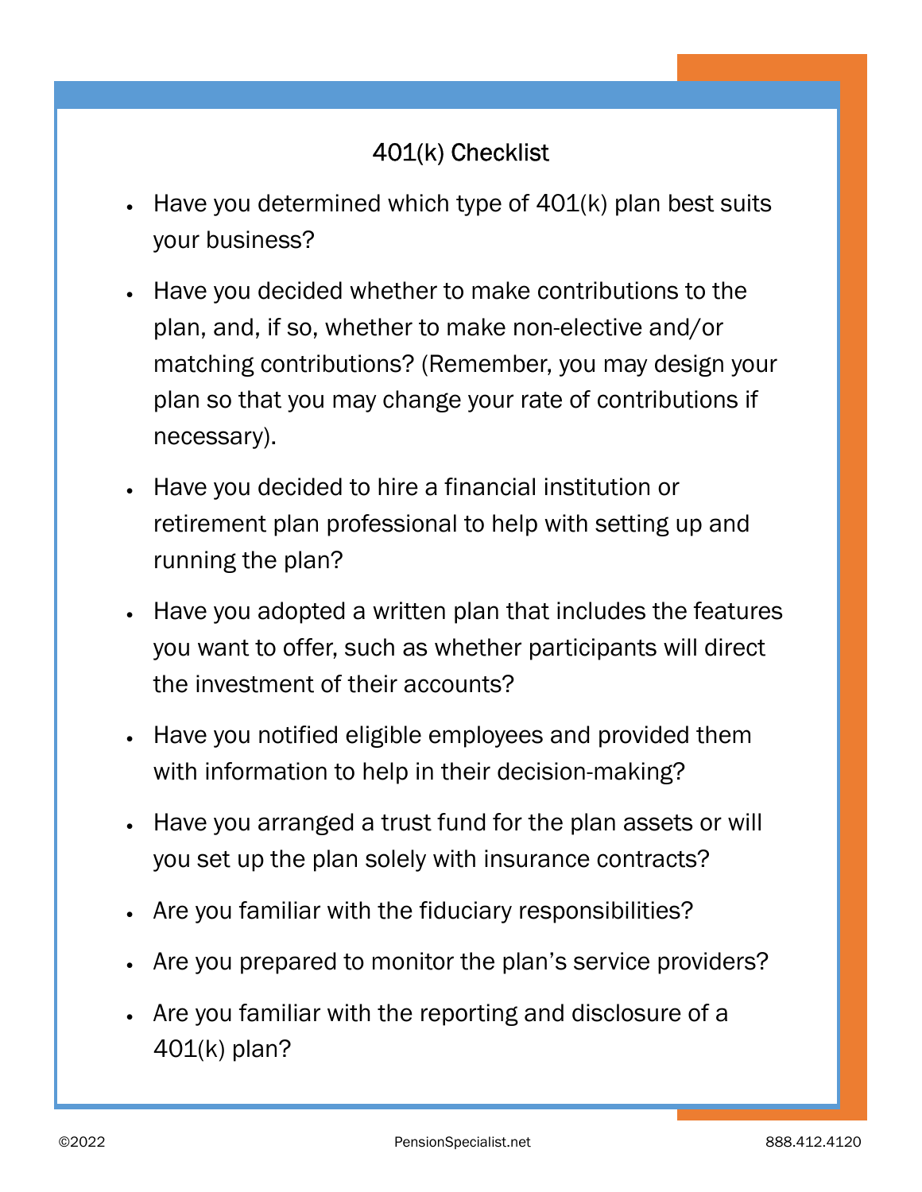# 401(k) Checklist

- Have you determined which type of 401(k) plan best suits your business?
- Have you decided whether to make contributions to the plan, and, if so, whether to make non-elective and/or matching contributions? (Remember, you may design your plan so that you may change your rate of contributions if necessary).
- Have you decided to hire a financial institution or retirement plan professional to help with setting up and running the plan?
- Have you adopted a written plan that includes the features you want to offer, such as whether participants will direct the investment of their accounts?
- Have you notified eligible employees and provided them with information to help in their decision-making?
- Have you arranged a trust fund for the plan assets or will you set up the plan solely with insurance contracts?
- Are you familiar with the fiduciary responsibilities?
- Are you prepared to monitor the plan's service providers?
- Are you familiar with the reporting and disclosure of a 401(k) plan?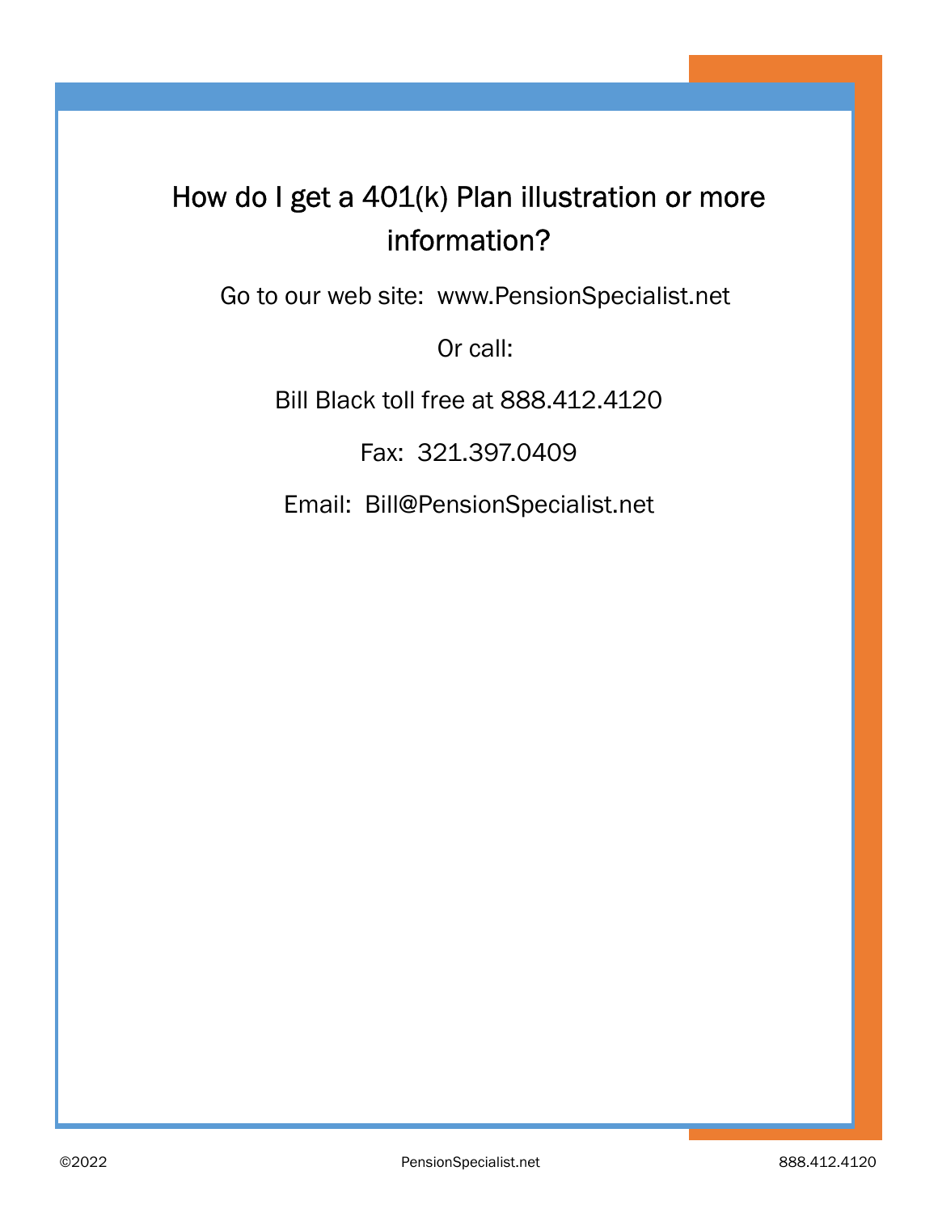## How do I get a 401(k) Plan illustration or more information?

Go to our web site: www.PensionSpecialist.net

Or call:

Bill Black toll free at 888.412.4120

Fax: 321.397.0409

Email: Bill@PensionSpecialist.net